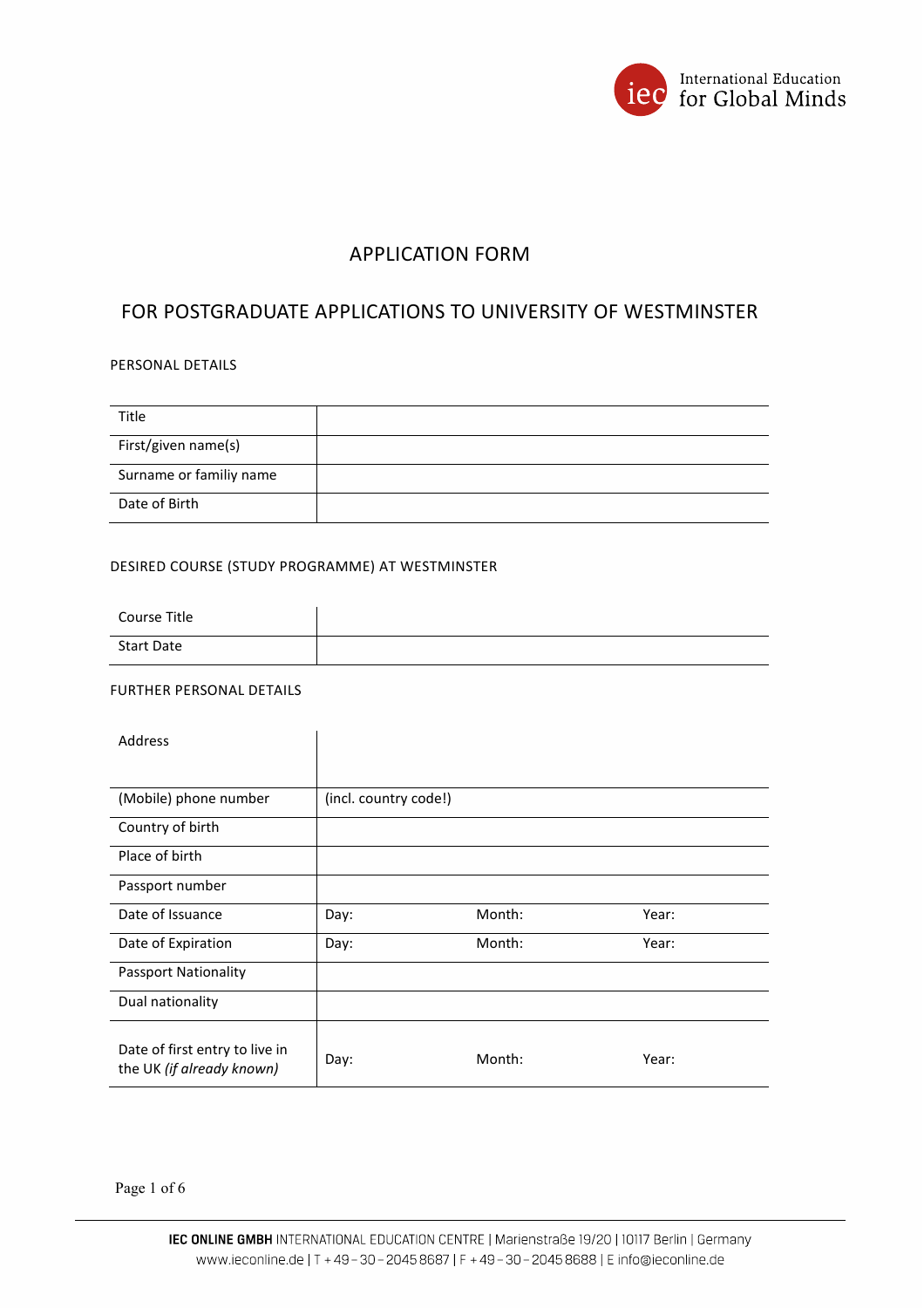International Education for Global Minds

# APPLICATION FORM

## FOR POSTGRADUATE APPLICATIONS TO UNIVERSITY OF WESTMINSTER

### PERSONAL DETAILS

| | |
|---|---|
| Title | |
| First/given name(s) | |
| Surname or familiy name | |
| Date of Birth | |

### DESIRED COURSE (STUDY PROGRAMME) AT WESTMINSTER

| | |
|---|---|
| Course Title | |
| Start Date | |

### FURTHER PERSONAL DETAILS

| | | | |
|---|---|---|---|
| Address | | | |
| (Mobile) phone number | (incl. country code!) | | |
| Country of birth | | | |
| Place of birth | | | |
| Passport number | | | |
| Date of Issuance | Day: | Month: | Year: |
| Date of Expiration | Day: | Month: | Year: |
| Passport Nationality | | | |
| Dual nationality | | | |
| Date of first entry to live in the UK *(if already known)* | Day: | Month: | Year: |

**IEC ONLINE GMBH** INTERNATIONAL EDUCATION CENTRE | Marienstraße 19/20 | 10117 Berlin | Germany
www.ieconline.de | T + 49 – 30 – 2045 8687 | F + 49 – 30 – 2045 8688 | E info@ieconline.de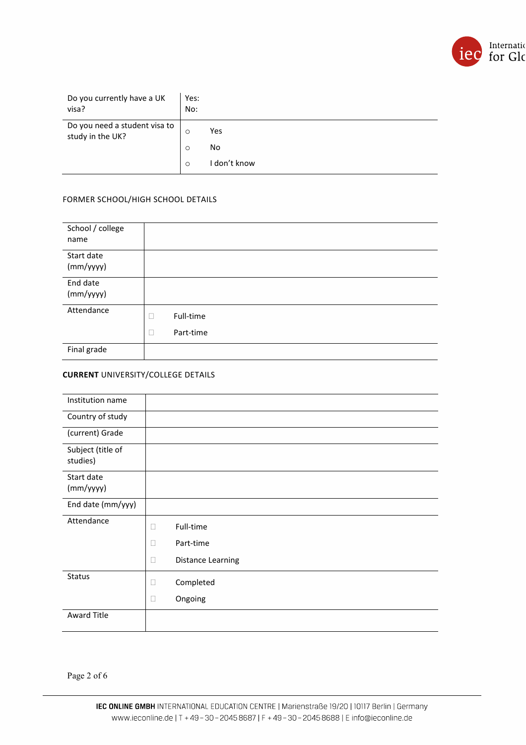| Do you currently have a UK visa? | Yes:<br>No: |
|---|---|
| Do you need a student visa to study in the UK? | ○ Yes<br>○ No<br>○ I don't know |

FORMER SCHOOL/HIGH SCHOOL DETAILS

| School / college name | |
|---|---|
| Start date (mm/yyyy) | |
| End date (mm/yyyy) | |
| Attendance | ☐ Full-time<br>☐ Part-time |
| Final grade | |

**CURRENT** UNIVERSITY/COLLEGE DETAILS

| Institution name | |
|---|---|
| Country of study | |
| (current) Grade | |
| Subject (title of studies) | |
| Start date (mm/yyyy) | |
| End date (mm/yyy) | |
| Attendance | ☐ Full-time<br>☐ Part-time<br>☐ Distance Learning |
| Status | ☐ Completed<br>☐ Ongoing |
| Award Title | |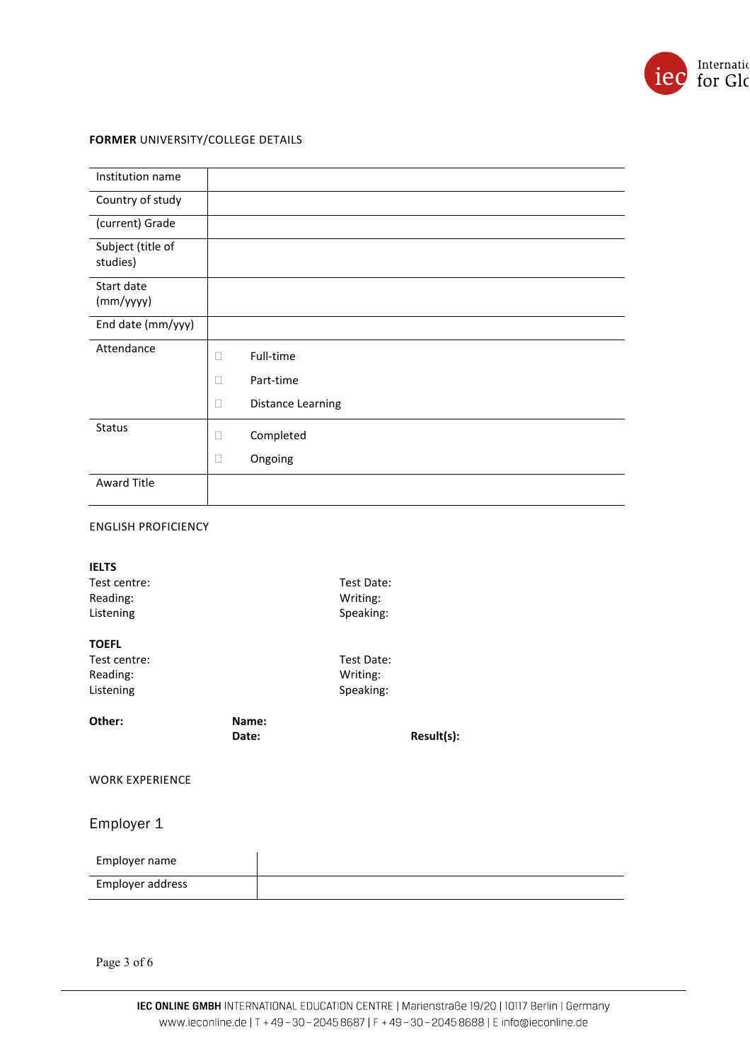**FORMER** UNIVERSITY/COLLEGE DETAILS

| | |
|---|---|
| Institution name | |
| Country of study | |
| (current) Grade | |
| Subject (title of studies) | |
| Start date (mm/yyyy) | |
| End date (mm/yyy) | |
| Attendance | ☐ Full-time<br>☐ Part-time<br>☐ Distance Learning |
| Status | ☐ Completed<br>☐ Ongoing |
| Award Title | |

ENGLISH PROFICIENCY

**IELTS**

Test centre:
Test Date:
Reading:
Writing:
Listening
Speaking:

**TOEFL**

Test centre:
Test Date:
Reading:
Writing:
Listening
Speaking:

**Other:** **Name:**
**Date:** **Result(s):**

WORK EXPERIENCE

## Employer 1

| | |
|---|---|
| Employer name | |
| Employer address | |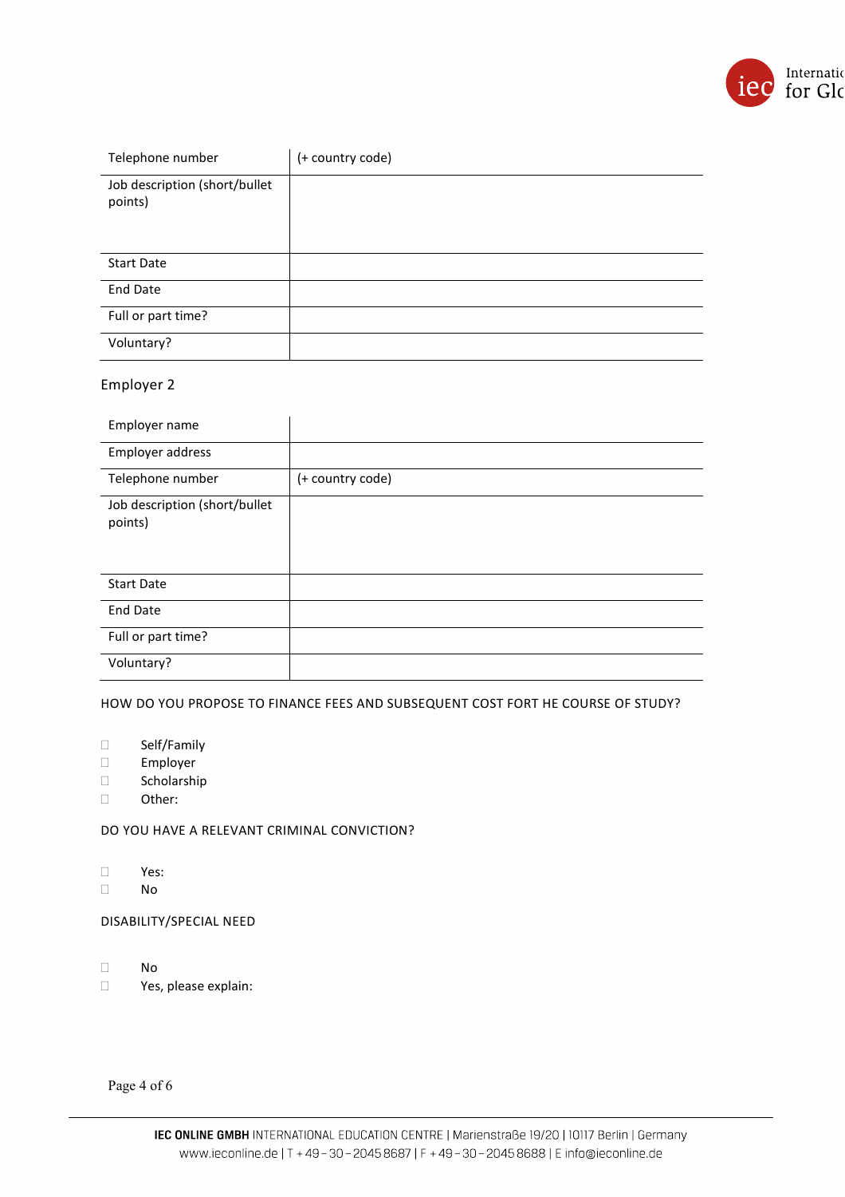| | |
|---|---|
| Telephone number | (+ country code) |
| Job description (short/bullet points) | |
| Start Date | |
| End Date | |
| Full or part time? | |
| Voluntary? | |

Employer 2

| | |
|---|---|
| Employer name | |
| Employer address | |
| Telephone number | (+ country code) |
| Job description (short/bullet points) | |
| Start Date | |
| End Date | |
| Full or part time? | |
| Voluntary? | |

HOW DO YOU PROPOSE TO FINANCE FEES AND SUBSEQUENT COST FORT HE COURSE OF STUDY?

- ☐ Self/Family
- ☐ Employer
- ☐ Scholarship
- ☐ Other:

DO YOU HAVE A RELEVANT CRIMINAL CONVICTION?

- ☐ Yes:
- ☐ No

DISABILITY/SPECIAL NEED

- ☐ No
- ☐ Yes, please explain: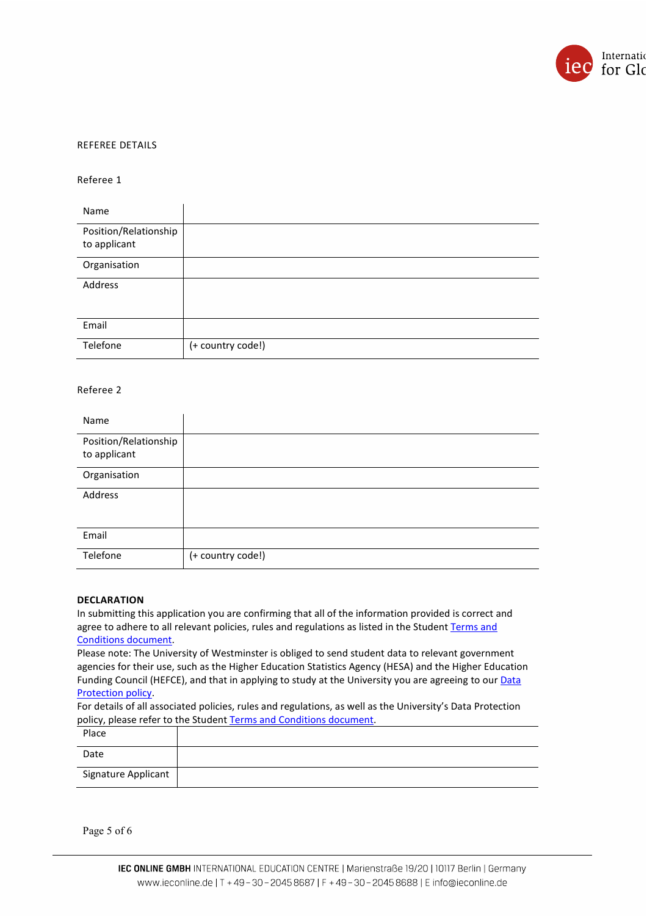## REFEREE DETAILS

### Referee 1

| Name | |
|---|---|
| Position/Relationship to applicant | |
| Organisation | |
| Address | |
| Email | |
| Telefone | (+ country code!) |

### Referee 2

| Name | |
|---|---|
| Position/Relationship to applicant | |
| Organisation | |
| Address | |
| Email | |
| Telefone | (+ country code!) |

**DECLARATION**

In submitting this application you are confirming that all of the information provided is correct and agree to adhere to all relevant policies, rules and regulations as listed in the Student [Terms and Conditions document](#).

Please note: The University of Westminster is obliged to send student data to relevant government agencies for their use, such as the Higher Education Statistics Agency (HESA) and the Higher Education Funding Council (HEFCE), and that in applying to study at the University you are agreeing to our [Data Protection policy](#).

For details of all associated policies, rules and regulations, as well as the University's Data Protection policy, please refer to the Student [Terms and Conditions document](#).

| Place | |
|---|---|
| Date | |
| Signature Applicant | |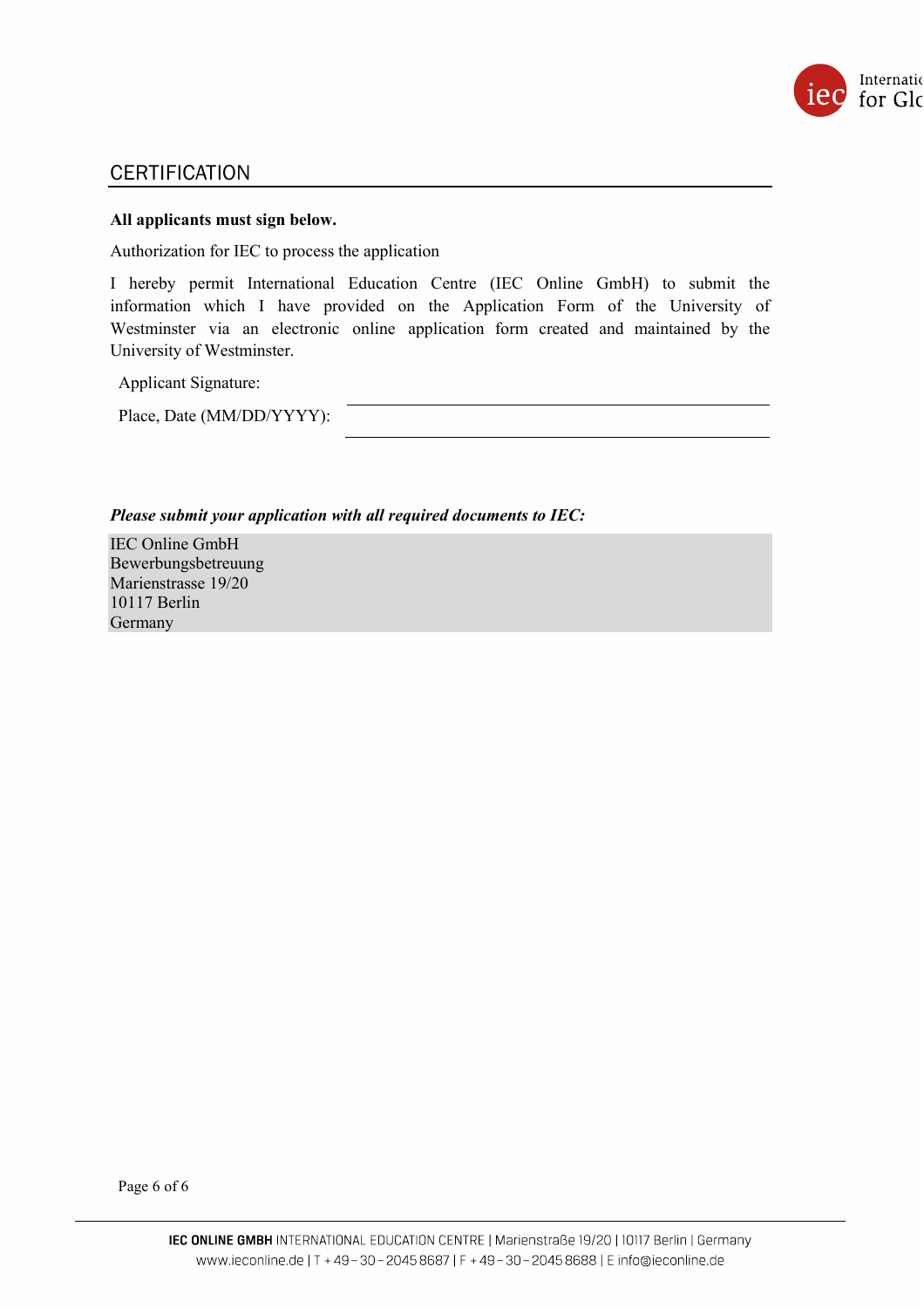## CERTIFICATION

**All applicants must sign below.**

Authorization for IEC to process the application

I hereby permit International Education Centre (IEC Online GmbH) to submit the information which I have provided on the Application Form of the University of Westminster via an electronic online application form created and maintained by the University of Westminster.

Applicant Signature: \_\_\_\_\_\_\_\_\_\_\_\_\_\_\_\_\_\_\_\_\_\_\_\_\_\_\_\_\_\_

Place, Date (MM/DD/YYYY): \_\_\_\_\_\_\_\_\_\_\_\_\_\_\_\_\_\_\_\_\_\_\_\_\_\_\_\_\_\_

***Please submit your application with all required documents to IEC:***

IEC Online GmbH
Bewerbungsbetreuung
Marienstrasse 19/20
10117 Berlin
Germany